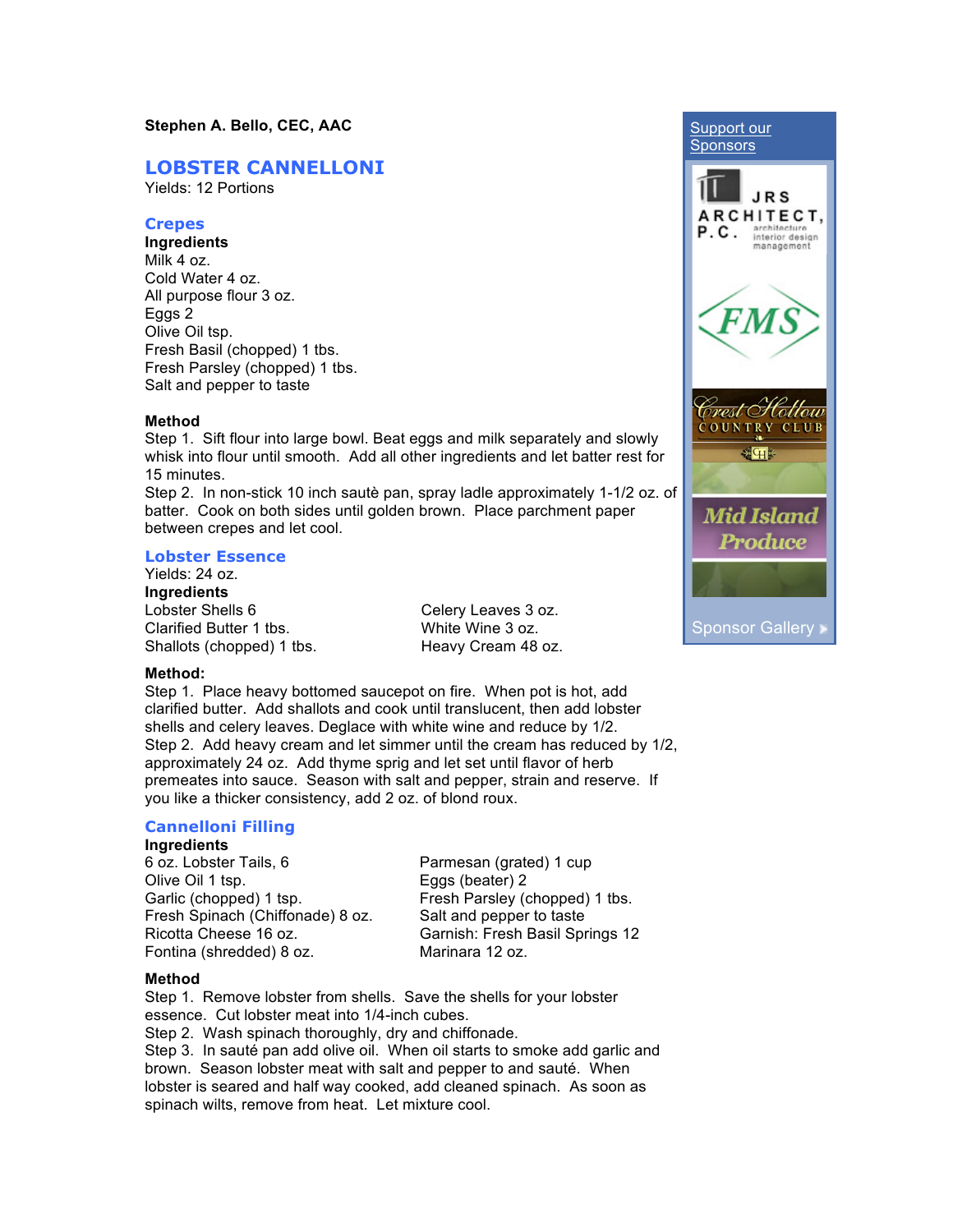**Stephen A. Bello, CEC, AAC**

# LOBSTER CANNELLONI

Yields: 12 Portions

## Crepes

**Ingredients**

Milk 4 oz.
Cold Water 4 oz.
All purpose flour 3 oz.
Eggs 2
Olive Oil tsp.
Fresh Basil (chopped) 1 tbs.
Fresh Parsley (chopped) 1 tbs.
Salt and pepper to taste

**Method**

Step 1. Sift flour into large bowl. Beat eggs and milk separately and slowly whisk into flour until smooth. Add all other ingredients and let batter rest for 15 minutes.
Step 2. In non-stick 10 inch sautè pan, spray ladle approximately 1-1/2 oz. of batter. Cook on both sides until golden brown. Place parchment paper between crepes and let cool.

## Lobster Essence

Yields: 24 oz.

**Ingredients**

Lobster Shells 6
Clarified Butter 1 tbs.
Shallots (chopped) 1 tbs.
Celery Leaves 3 oz.
White Wine 3 oz.
Heavy Cream 48 oz.

**Method:**

Step 1. Place heavy bottomed saucepot on fire. When pot is hot, add clarified butter. Add shallots and cook until translucent, then add lobster shells and celery leaves. Deglace with white wine and reduce by 1/2.
Step 2. Add heavy cream and let simmer until the cream has reduced by 1/2, approximately 24 oz. Add thyme sprig and let set until flavor of herb premeates into sauce. Season with salt and pepper, strain and reserve. If you like a thicker consistency, add 2 oz. of blond roux.

## Cannelloni Filling

**Ingredients**

6 oz. Lobster Tails, 6
Olive Oil 1 tsp.
Garlic (chopped) 1 tsp.
Fresh Spinach (Chiffonade) 8 oz.
Ricotta Cheese 16 oz.
Fontina (shredded) 8 oz.
Parmesan (grated) 1 cup
Eggs (beater) 2
Fresh Parsley (chopped) 1 tbs.
Salt and pepper to taste
Garnish: Fresh Basil Springs 12
Marinara 12 oz.

**Method**

Step 1. Remove lobster from shells. Save the shells for your lobster essence. Cut lobster meat into 1/4-inch cubes.
Step 2. Wash spinach thoroughly, dry and chiffonade.
Step 3. In sauté pan add olive oil. When oil starts to smoke add garlic and brown. Season lobster meat with salt and pepper to and sauté. When lobster is seared and half way cooked, add cleaned spinach. As soon as spinach wilts, remove from heat. Let mixture cool.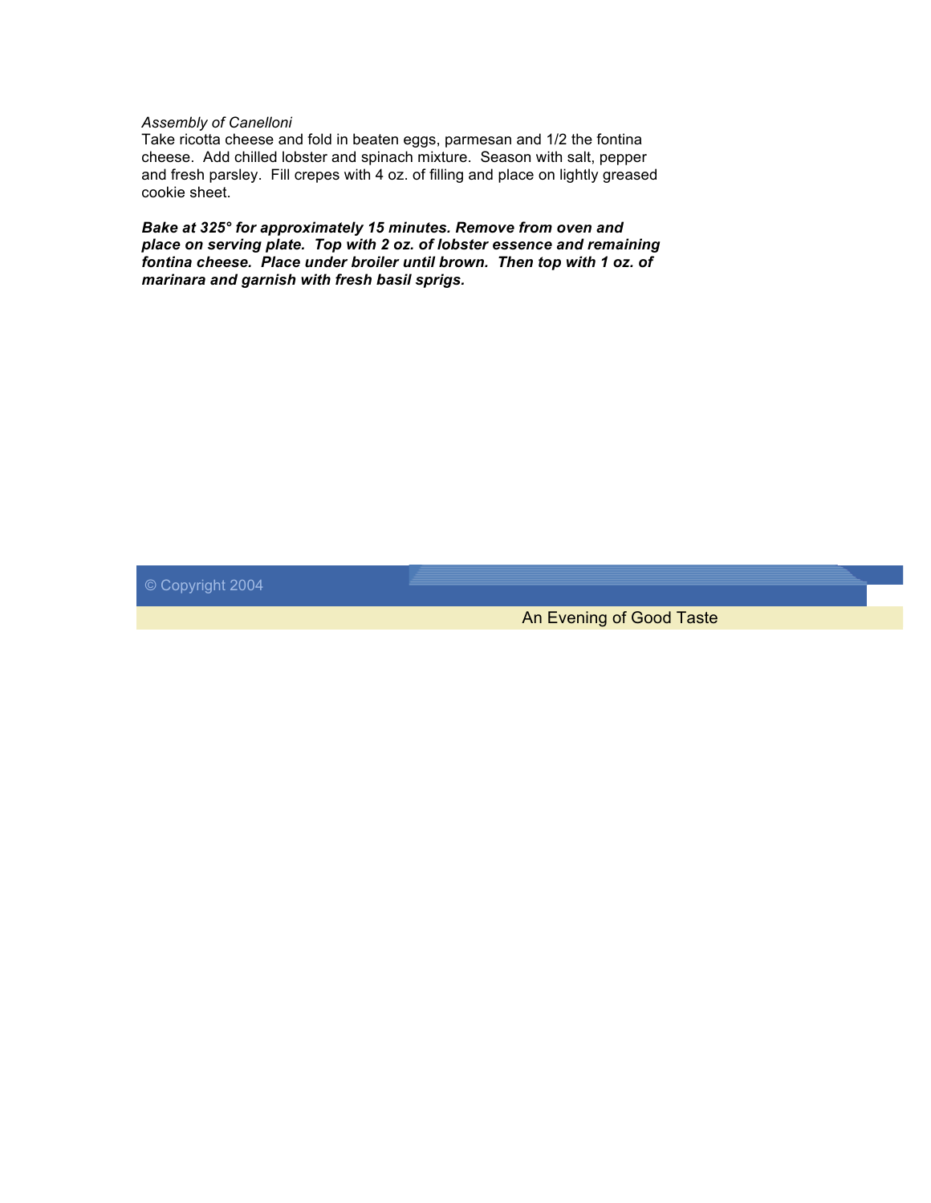*Assembly of Canelloni*

Take ricotta cheese and fold in beaten eggs, parmesan and 1/2 the fontina cheese. Add chilled lobster and spinach mixture. Season with salt, pepper and fresh parsley. Fill crepes with 4 oz. of filling and place on lightly greased cookie sheet.

***Bake at 325° for approximately 15 minutes. Remove from oven and place on serving plate. Top with 2 oz. of lobster essence and remaining fontina cheese. Place under broiler until brown. Then top with 1 oz. of marinara and garnish with fresh basil sprigs.***